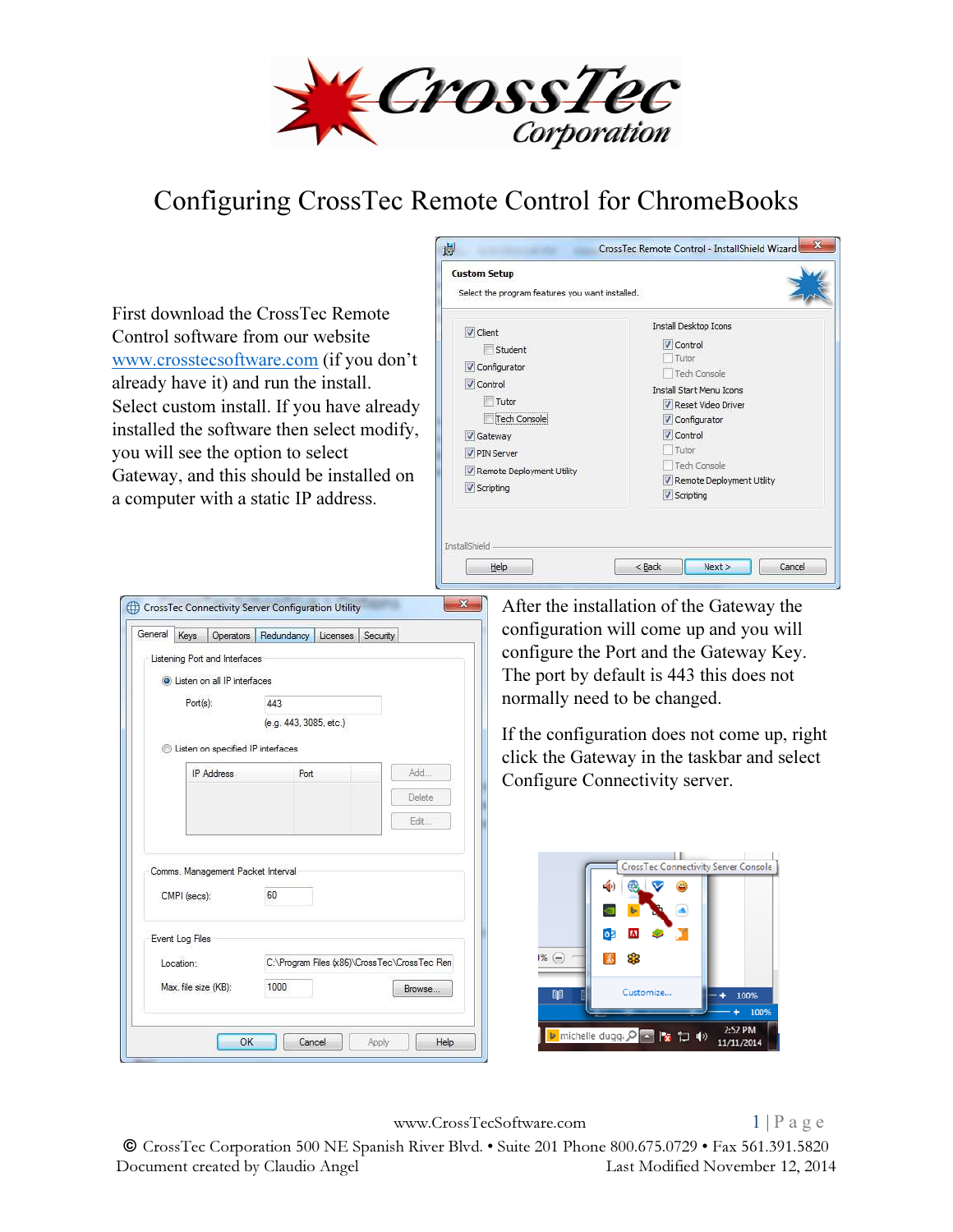# Configuring CrossTec Remote Control for ChromeBooks

First download the CrossTec Remote Control software from our website www.crosstecsoftware.com (if you don't already have it) and run the install. Select custom install. If you have already installed the software then select modify, you will see the option to select Gateway, and this should be installed on a computer with a static IP address.

After the installation of the Gateway the configuration will come up and you will configure the Port and the Gateway Key. The port by default is 443 this does not normally need to be changed.

If the configuration does not come up, right click the Gateway in the taskbar and select Configure Connectivity server.

www.CrossTecSoftware.com

© CrossTec Corporation 500 NE Spanish River Blvd. • Suite 201 Phone 800.675.0729 • Fax 561.391.5820
Document created by Claudio Angel Last Modified November 12, 2014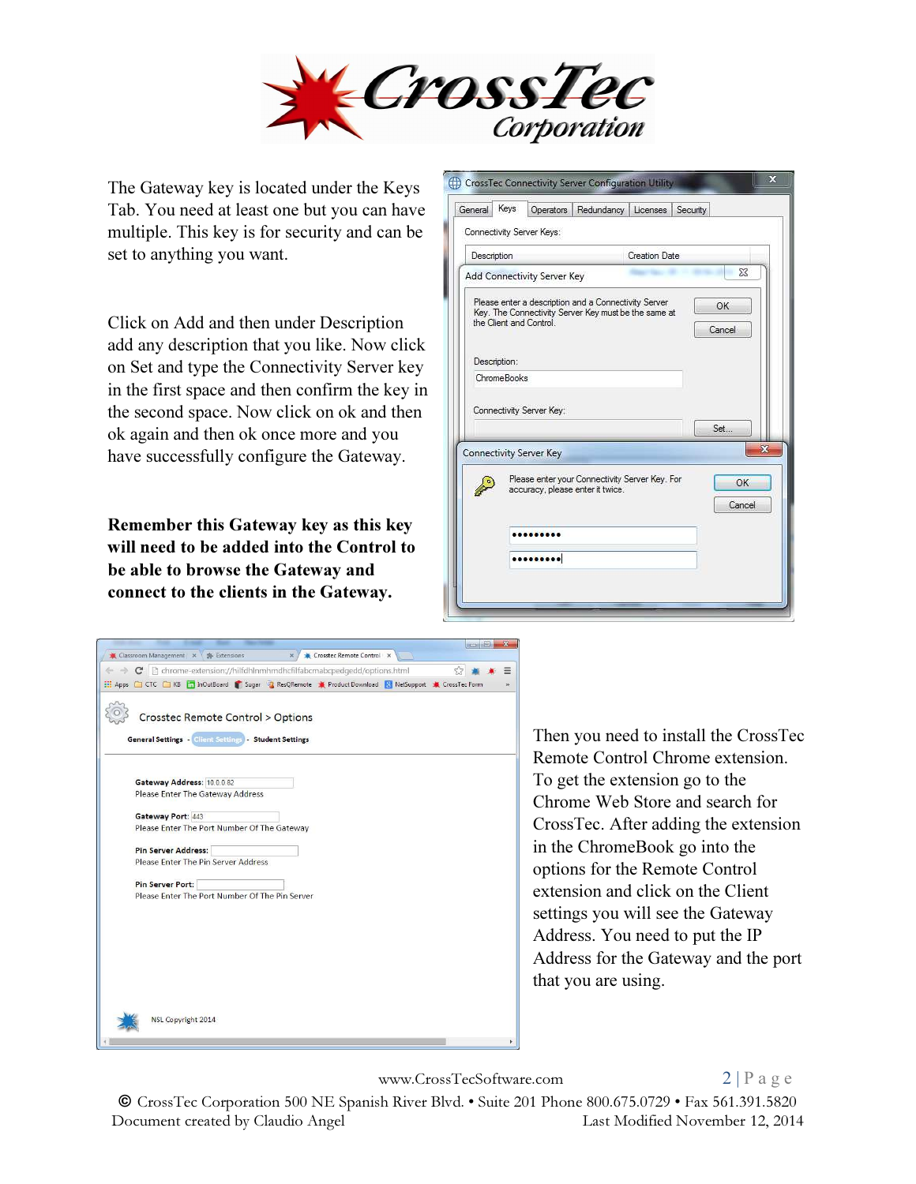The Gateway key is located under the Keys Tab. You need at least one but you can have multiple. This key is for security and can be set to anything you want.

Click on Add and then under Description add any description that you like. Now click on Set and type the Connectivity Server key in the first space and then confirm the key in the second space. Now click on ok and then ok again and then ok once more and you have successfully configure the Gateway.

**Remember this Gateway key as this key will need to be added into the Control to be able to browse the Gateway and connect to the clients in the Gateway.**

Then you need to install the CrossTec Remote Control Chrome extension. To get the extension go to the Chrome Web Store and search for CrossTec. After adding the extension in the ChromeBook go into the options for the Remote Control extension and click on the Client settings you will see the Gateway Address. You need to put the IP Address for the Gateway and the port that you are using.

www.CrossTecSoftware.com

© CrossTec Corporation 500 NE Spanish River Blvd. • Suite 201 Phone 800.675.0729 • Fax 561.391.5820
Document created by Claudio Angel Last Modified November 12, 2014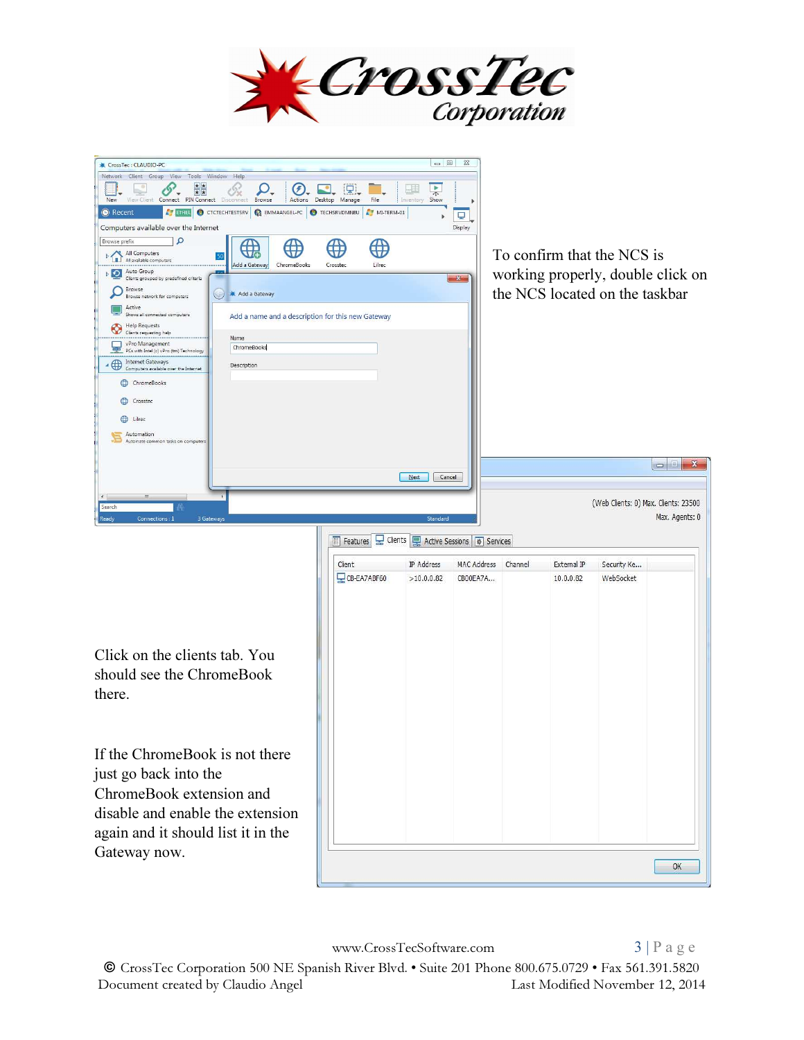To confirm that the NCS is working properly, double click on the NCS located on the taskbar

Click on the clients tab. You should see the ChromeBook there.

If the ChromeBook is not there just go back into the ChromeBook extension and disable and enable the extension again and it should list it in the Gateway now.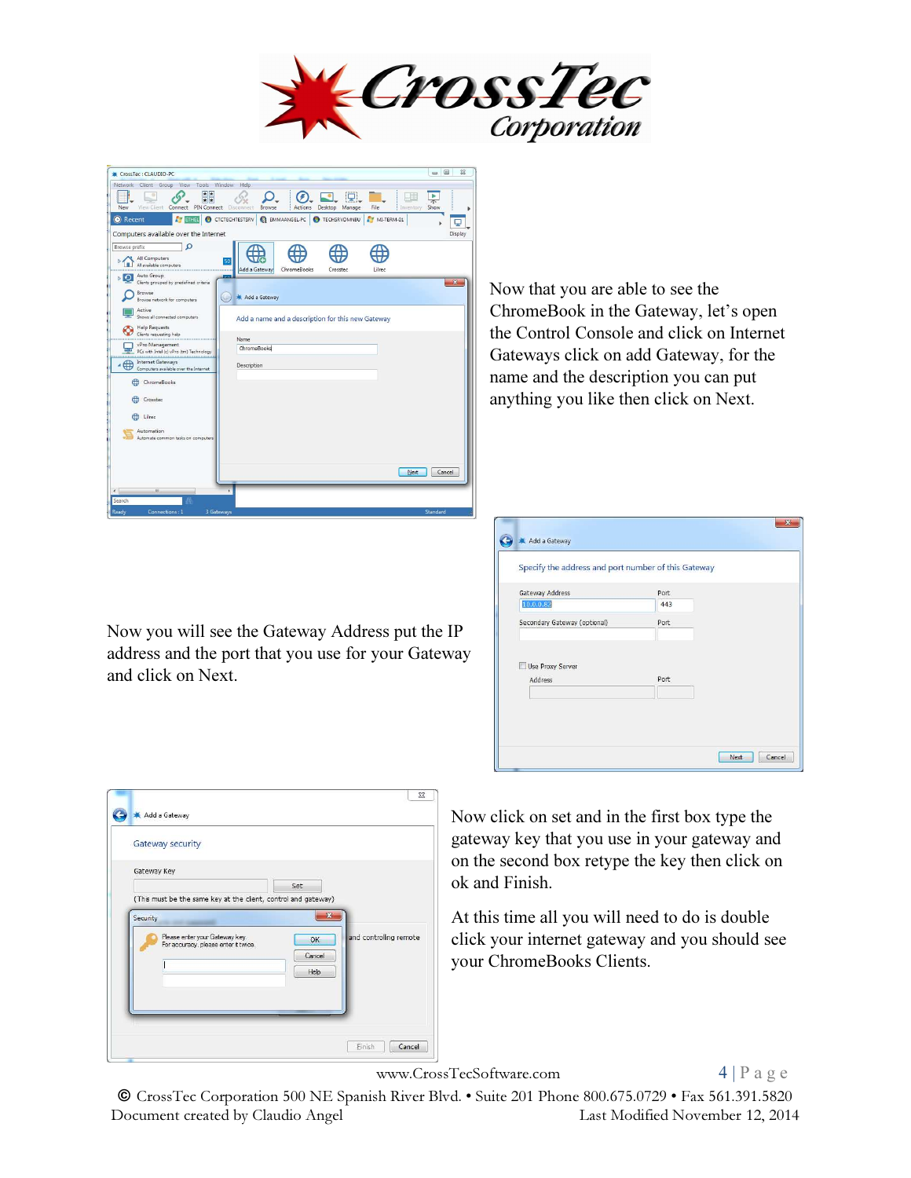Now that you are able to see the ChromeBook in the Gateway, let's open the Control Console and click on Internet Gateways click on add Gateway, for the name and the description you can put anything you like then click on Next.

Now you will see the Gateway Address put the IP address and the port that you use for your Gateway and click on Next.

Now click on set and in the first box type the gateway key that you use in your gateway and on the second box retype the key then click on ok and Finish.

At this time all you will need to do is double click your internet gateway and you should see your ChromeBooks Clients.

www.CrossTecSoftware.com

© CrossTec Corporation 500 NE Spanish River Blvd. • Suite 201 Phone 800.675.0729 • Fax 561.391.5820
Document created by Claudio Angel Last Modified November 12, 2014